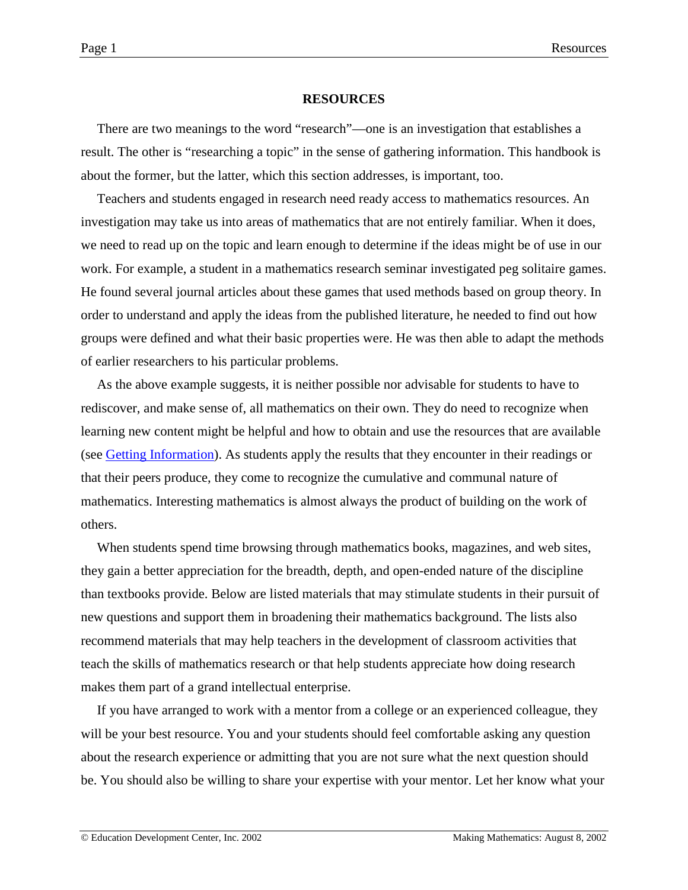# RESOURCES

There are two meanings to the word "research"—one is an investigation that establishes a result. The other is "researching a topic" in the sense of gathering information. This handbook is about the former, but the latter, which this section addresses, is important, too.

Teachers and students engaged in research need ready access to mathematics resources. An investigation may take us into areas of mathematics that are not entirely familiar. When it does, we need to read up on the topic and learn enough to determine if the ideas might be of use in our work. For example, a student in a mathematics research seminar investigated peg solitaire games. He found several journal articles about these games that used methods based on group theory. In order to understand and apply the ideas from the published literature, he needed to find out how groups were defined and what their basic properties were. He was then able to adapt the methods of earlier researchers to his particular problems.

As the above example suggests, it is neither possible nor advisable for students to have to rediscover, and make sense of, all mathematics on their own. They do need to recognize when learning new content might be helpful and how to obtain and use the resources that are available (see Getting Information). As students apply the results that they encounter in their readings or that their peers produce, they come to recognize the cumulative and communal nature of mathematics. Interesting mathematics is almost always the product of building on the work of others.

When students spend time browsing through mathematics books, magazines, and web sites, they gain a better appreciation for the breadth, depth, and open-ended nature of the discipline than textbooks provide. Below are listed materials that may stimulate students in their pursuit of new questions and support them in broadening their mathematics background. The lists also recommend materials that may help teachers in the development of classroom activities that teach the skills of mathematics research or that help students appreciate how doing research makes them part of a grand intellectual enterprise.

If you have arranged to work with a mentor from a college or an experienced colleague, they will be your best resource. You and your students should feel comfortable asking any question about the research experience or admitting that you are not sure what the next question should be. You should also be willing to share your expertise with your mentor. Let her know what your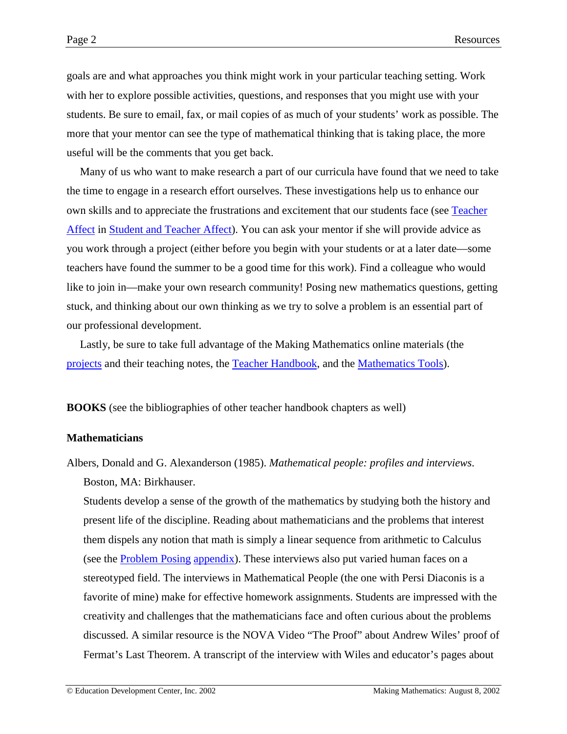goals are and what approaches you think might work in your particular teaching setting. Work with her to explore possible activities, questions, and responses that you might use with your students. Be sure to email, fax, or mail copies of as much of your students' work as possible. The more that your mentor can see the type of mathematical thinking that is taking place, the more useful will be the comments that you get back.

Many of us who want to make research a part of our curricula have found that we need to take the time to engage in a research effort ourselves. These investigations help us to enhance our own skills and to appreciate the frustrations and excitement that our students face (see Teacher Affect in Student and Teacher Affect). You can ask your mentor if she will provide advice as you work through a project (either before you begin with your students or at a later date—some teachers have found the summer to be a good time for this work). Find a colleague who would like to join in—make your own research community! Posing new mathematics questions, getting stuck, and thinking about our own thinking as we try to solve a problem is an essential part of our professional development.

Lastly, be sure to take full advantage of the Making Mathematics online materials (the projects and their teaching notes, the Teacher Handbook, and the Mathematics Tools).

**BOOKS** (see the bibliographies of other teacher handbook chapters as well)

### Mathematicians

Albers, Donald and G. Alexanderson (1985). *Mathematical people: profiles and interviews*. Boston, MA: Birkhauser.

Students develop a sense of the growth of the mathematics by studying both the history and present life of the discipline. Reading about mathematicians and the problems that interest them dispels any notion that math is simply a linear sequence from arithmetic to Calculus (see the Problem Posing appendix). These interviews also put varied human faces on a stereotyped field. The interviews in Mathematical People (the one with Persi Diaconis is a favorite of mine) make for effective homework assignments. Students are impressed with the creativity and challenges that the mathematicians face and often curious about the problems discussed. A similar resource is the NOVA Video "The Proof" about Andrew Wiles' proof of Fermat's Last Theorem. A transcript of the interview with Wiles and educator's pages about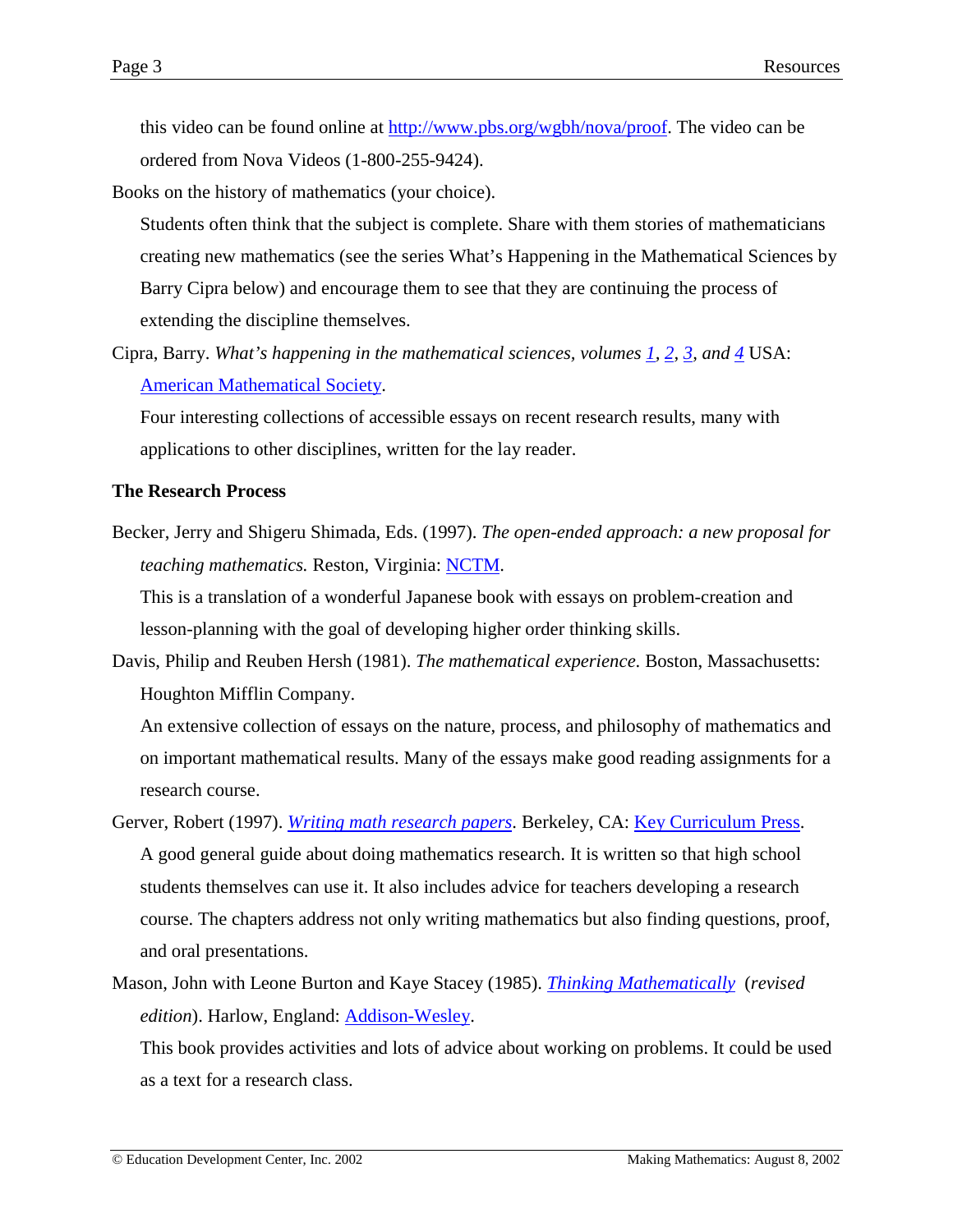this video can be found online at http://www.pbs.org/wgbh/nova/proof. The video can be ordered from Nova Videos (1-800-255-9424).

Books on the history of mathematics (your choice).

Students often think that the subject is complete. Share with them stories of mathematicians creating new mathematics (see the series What's Happening in the Mathematical Sciences by Barry Cipra below) and encourage them to see that they are continuing the process of extending the discipline themselves.

Cipra, Barry. *What's happening in the mathematical sciences, volumes 1, 2, 3, and 4* USA: American Mathematical Society.

Four interesting collections of accessible essays on recent research results, many with applications to other disciplines, written for the lay reader.

**The Research Process**

Becker, Jerry and Shigeru Shimada, Eds. (1997). *The open-ended approach: a new proposal for teaching mathematics.* Reston, Virginia: NCTM.

This is a translation of a wonderful Japanese book with essays on problem-creation and lesson-planning with the goal of developing higher order thinking skills.

Davis, Philip and Reuben Hersh (1981). *The mathematical experience.* Boston, Massachusetts: Houghton Mifflin Company.

An extensive collection of essays on the nature, process, and philosophy of mathematics and on important mathematical results. Many of the essays make good reading assignments for a research course.

Gerver, Robert (1997). *Writing math research papers*. Berkeley, CA: Key Curriculum Press.

A good general guide about doing mathematics research. It is written so that high school students themselves can use it. It also includes advice for teachers developing a research course. The chapters address not only writing mathematics but also finding questions, proof, and oral presentations.

Mason, John with Leone Burton and Kaye Stacey (1985). *Thinking Mathematically* (*revised edition*). Harlow, England: Addison-Wesley.

This book provides activities and lots of advice about working on problems. It could be used as a text for a research class.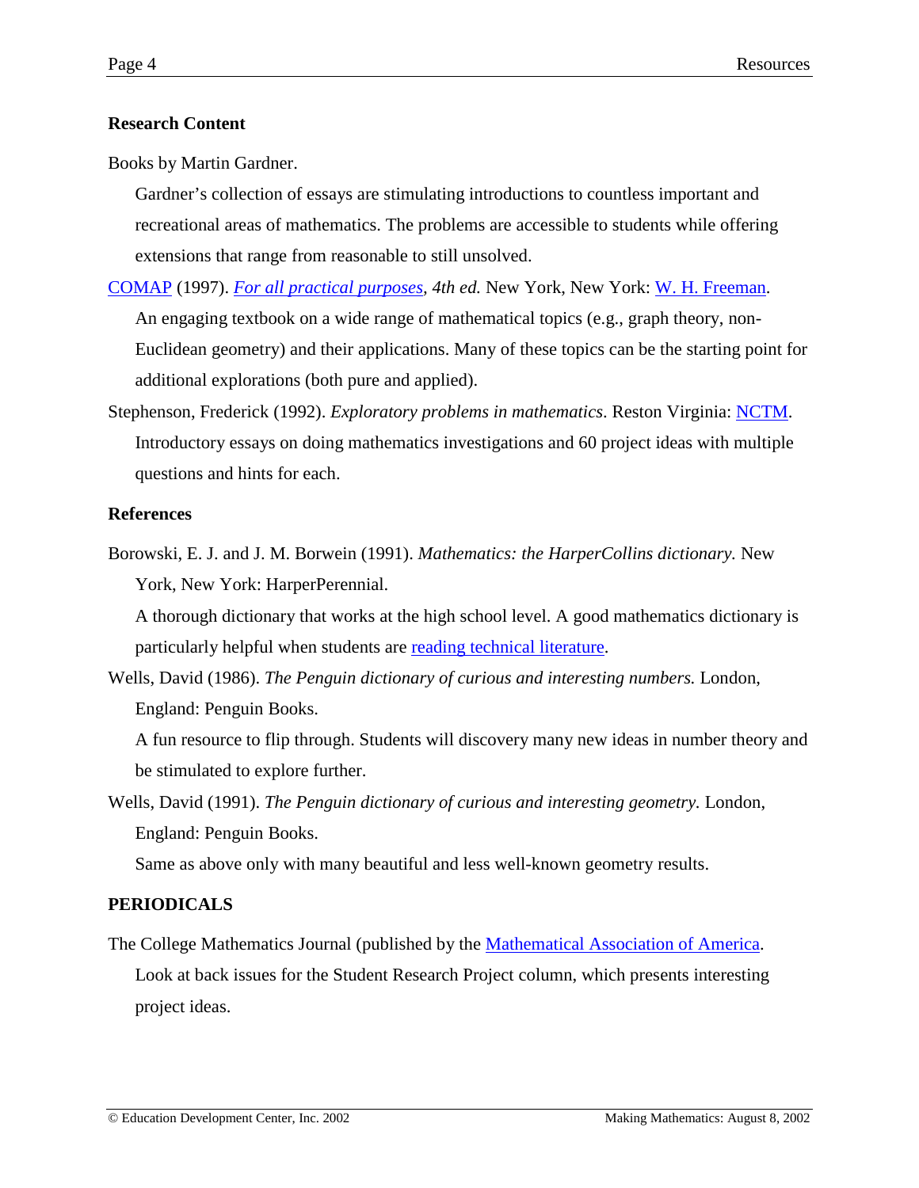### Research Content

Books by Martin Gardner.

Gardner's collection of essays are stimulating introductions to countless important and recreational areas of mathematics. The problems are accessible to students while offering extensions that range from reasonable to still unsolved.

COMAP (1997). *For all practical purposes, 4th ed.* New York, New York: W. H. Freeman.

An engaging textbook on a wide range of mathematical topics (e.g., graph theory, non-Euclidean geometry) and their applications. Many of these topics can be the starting point for additional explorations (both pure and applied).

Stephenson, Frederick (1992). *Exploratory problems in mathematics*. Reston Virginia: NCTM.

Introductory essays on doing mathematics investigations and 60 project ideas with multiple questions and hints for each.

### References

Borowski, E. J. and J. M. Borwein (1991). *Mathematics: the HarperCollins dictionary.* New York, New York: HarperPerennial.

A thorough dictionary that works at the high school level. A good mathematics dictionary is particularly helpful when students are reading technical literature.

Wells, David (1986). *The Penguin dictionary of curious and interesting numbers.* London, England: Penguin Books.

A fun resource to flip through. Students will discovery many new ideas in number theory and be stimulated to explore further.

Wells, David (1991). *The Penguin dictionary of curious and interesting geometry.* London, England: Penguin Books.

Same as above only with many beautiful and less well-known geometry results.

### PERIODICALS

The College Mathematics Journal (published by the Mathematical Association of America.

Look at back issues for the Student Research Project column, which presents interesting project ideas.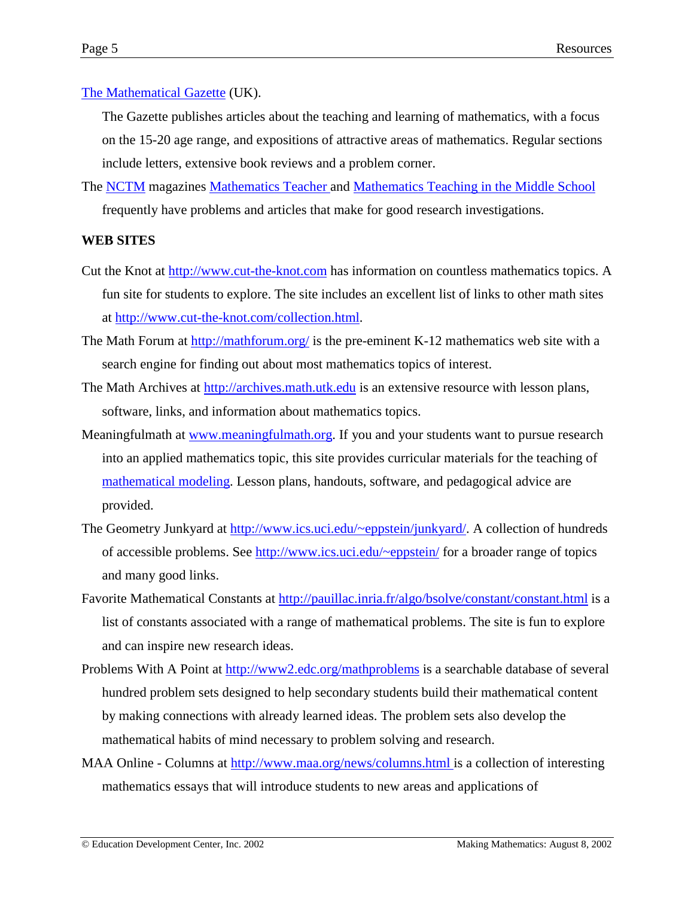The Mathematical Gazette (UK).

The Gazette publishes articles about the teaching and learning of mathematics, with a focus on the 15-20 age range, and expositions of attractive areas of mathematics. Regular sections include letters, extensive book reviews and a problem corner.

The NCTM magazines Mathematics Teacher and Mathematics Teaching in the Middle School frequently have problems and articles that make for good research investigations.

**WEB SITES**

Cut the Knot at http://www.cut-the-knot.com has information on countless mathematics topics. A fun site for students to explore. The site includes an excellent list of links to other math sites at http://www.cut-the-knot.com/collection.html.

The Math Forum at http://mathforum.org/ is the pre-eminent K-12 mathematics web site with a search engine for finding out about most mathematics topics of interest.

The Math Archives at http://archives.math.utk.edu is an extensive resource with lesson plans, software, links, and information about mathematics topics.

Meaningfulmath at www.meaningfulmath.org. If you and your students want to pursue research into an applied mathematics topic, this site provides curricular materials for the teaching of mathematical modeling. Lesson plans, handouts, software, and pedagogical advice are provided.

The Geometry Junkyard at http://www.ics.uci.edu/~eppstein/junkyard/. A collection of hundreds of accessible problems. See http://www.ics.uci.edu/~eppstein/ for a broader range of topics and many good links.

Favorite Mathematical Constants at http://pauillac.inria.fr/algo/bsolve/constant/constant.html is a list of constants associated with a range of mathematical problems. The site is fun to explore and can inspire new research ideas.

Problems With A Point at http://www2.edc.org/mathproblems is a searchable database of several hundred problem sets designed to help secondary students build their mathematical content by making connections with already learned ideas. The problem sets also develop the mathematical habits of mind necessary to problem solving and research.

MAA Online - Columns at http://www.maa.org/news/columns.html is a collection of interesting mathematics essays that will introduce students to new areas and applications of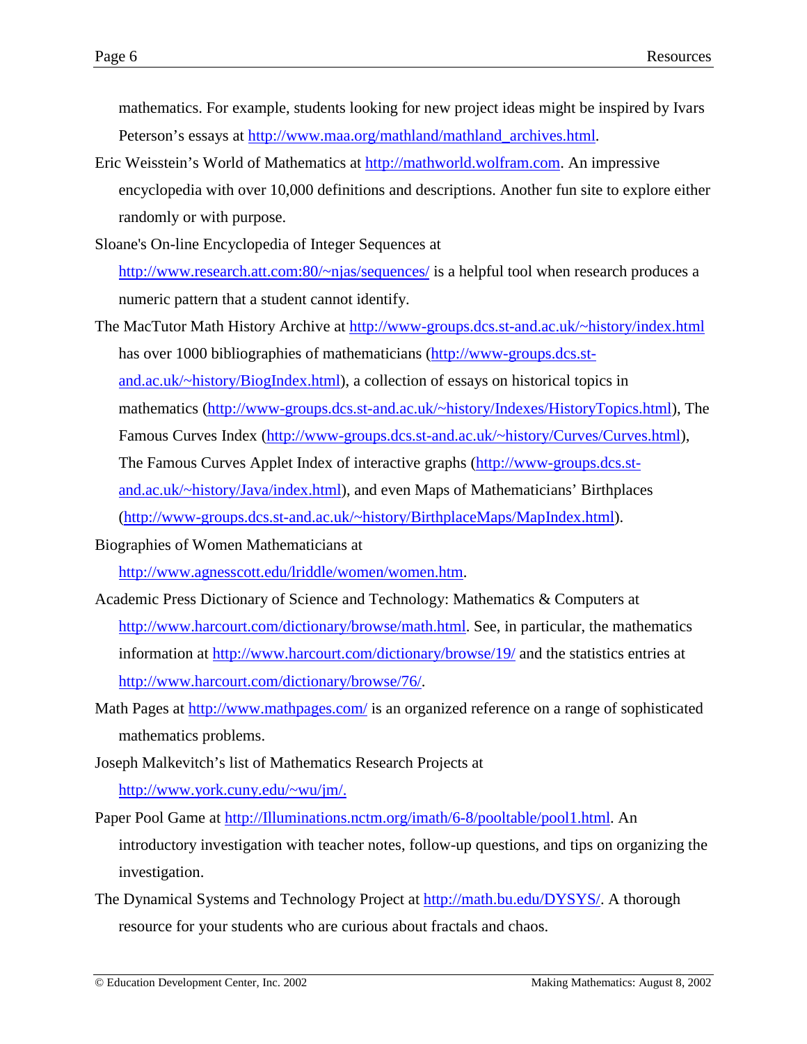mathematics. For example, students looking for new project ideas might be inspired by Ivars Peterson's essays at http://www.maa.org/mathland/mathland_archives.html.

Eric Weisstein's World of Mathematics at http://mathworld.wolfram.com. An impressive encyclopedia with over 10,000 definitions and descriptions. Another fun site to explore either randomly or with purpose.

Sloane's On-line Encyclopedia of Integer Sequences at http://www.research.att.com:80/~njas/sequences/ is a helpful tool when research produces a numeric pattern that a student cannot identify.

The MacTutor Math History Archive at http://www-groups.dcs.st-and.ac.uk/~history/index.html has over 1000 bibliographies of mathematicians (http://www-groups.dcs.st-and.ac.uk/~history/BiogIndex.html), a collection of essays on historical topics in mathematics (http://www-groups.dcs.st-and.ac.uk/~history/Indexes/HistoryTopics.html), The Famous Curves Index (http://www-groups.dcs.st-and.ac.uk/~history/Curves/Curves.html), The Famous Curves Applet Index of interactive graphs (http://www-groups.dcs.st-and.ac.uk/~history/Java/index.html), and even Maps of Mathematicians' Birthplaces (http://www-groups.dcs.st-and.ac.uk/~history/BirthplaceMaps/MapIndex.html).

Biographies of Women Mathematicians at http://www.agnesscott.edu/lriddle/women/women.htm.

Academic Press Dictionary of Science and Technology: Mathematics & Computers at http://www.harcourt.com/dictionary/browse/math.html. See, in particular, the mathematics information at http://www.harcourt.com/dictionary/browse/19/ and the statistics entries at http://www.harcourt.com/dictionary/browse/76/.

Math Pages at http://www.mathpages.com/ is an organized reference on a range of sophisticated mathematics problems.

Joseph Malkevitch's list of Mathematics Research Projects at http://www.york.cuny.edu/~wu/jm/.

Paper Pool Game at http://Illuminations.nctm.org/imath/6-8/pooltable/pool1.html. An introductory investigation with teacher notes, follow-up questions, and tips on organizing the investigation.

The Dynamical Systems and Technology Project at http://math.bu.edu/DYSYS/. A thorough resource for your students who are curious about fractals and chaos.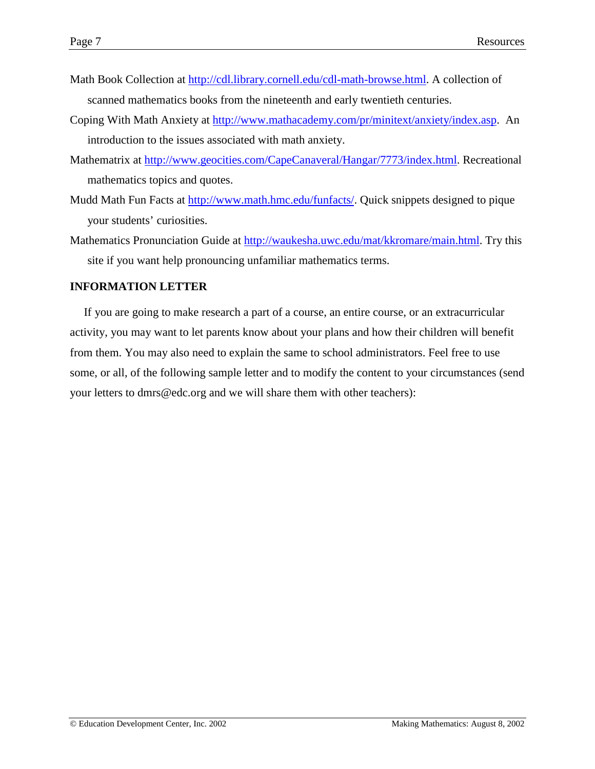Math Book Collection at [http://cdl.library.cornell.edu/cdl-math-browse.html](http://cdl.library.cornell.edu/cdl-math-browse.html). A collection of scanned mathematics books from the nineteenth and early twentieth centuries.

Coping With Math Anxiety at [http://www.mathacademy.com/pr/minitext/anxiety/index.asp](http://www.mathacademy.com/pr/minitext/anxiety/index.asp). An introduction to the issues associated with math anxiety.

Mathematrix at [http://www.geocities.com/CapeCanaveral/Hangar/7773/index.html](http://www.geocities.com/CapeCanaveral/Hangar/7773/index.html). Recreational mathematics topics and quotes.

Mudd Math Fun Facts at [http://www.math.hmc.edu/funfacts/](http://www.math.hmc.edu/funfacts/). Quick snippets designed to pique your students' curiosities.

Mathematics Pronunciation Guide at [http://waukesha.uwc.edu/mat/kkromare/main.html](http://waukesha.uwc.edu/mat/kkromare/main.html). Try this site if you want help pronouncing unfamiliar mathematics terms.

## INFORMATION LETTER

If you are going to make research a part of a course, an entire course, or an extracurricular activity, you may want to let parents know about your plans and how their children will benefit from them. You may also need to explain the same to school administrators. Feel free to use some, or all, of the following sample letter and to modify the content to your circumstances (send your letters to dmrs@edc.org and we will share them with other teachers):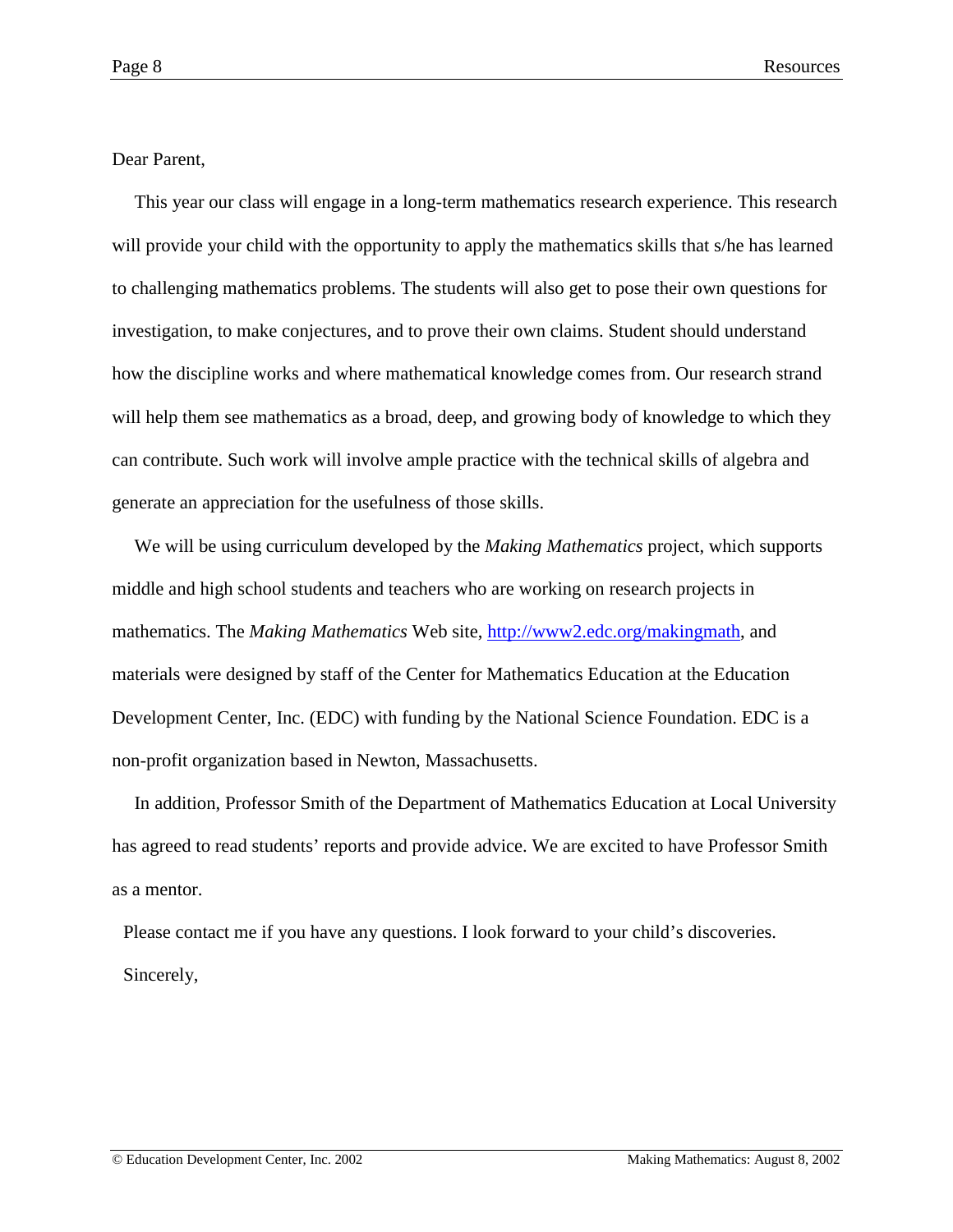Dear Parent,

This year our class will engage in a long-term mathematics research experience. This research will provide your child with the opportunity to apply the mathematics skills that s/he has learned to challenging mathematics problems. The students will also get to pose their own questions for investigation, to make conjectures, and to prove their own claims. Student should understand how the discipline works and where mathematical knowledge comes from. Our research strand will help them see mathematics as a broad, deep, and growing body of knowledge to which they can contribute. Such work will involve ample practice with the technical skills of algebra and generate an appreciation for the usefulness of those skills.

We will be using curriculum developed by the *Making Mathematics* project, which supports middle and high school students and teachers who are working on research projects in mathematics. The *Making Mathematics* Web site, http://www2.edc.org/makingmath, and materials were designed by staff of the Center for Mathematics Education at the Education Development Center, Inc. (EDC) with funding by the National Science Foundation. EDC is a non-profit organization based in Newton, Massachusetts.

In addition, Professor Smith of the Department of Mathematics Education at Local University has agreed to read students' reports and provide advice. We are excited to have Professor Smith as a mentor.

Please contact me if you have any questions. I look forward to your child's discoveries.

Sincerely,